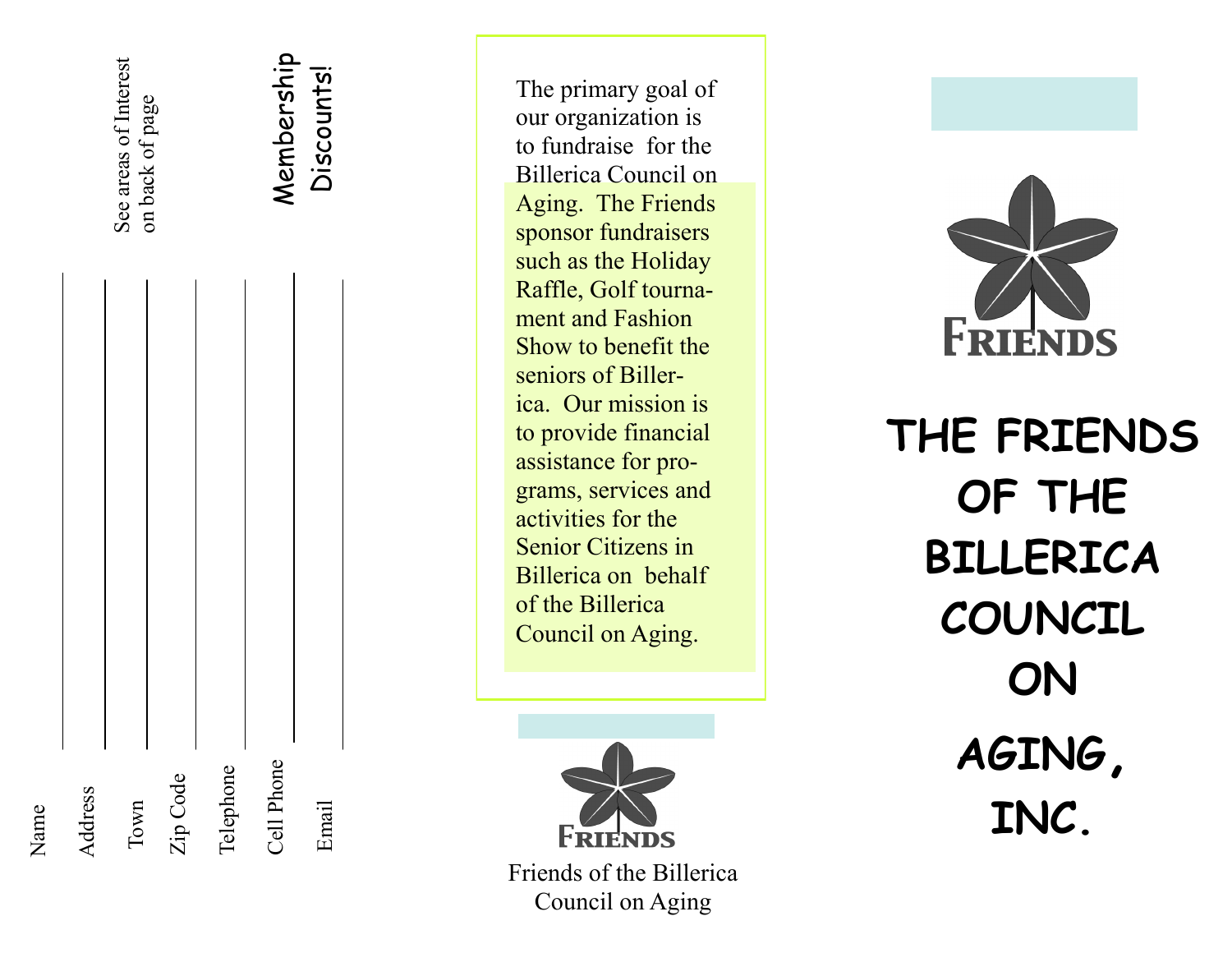Name

Address

Town

Zip Code

Telephone

Cell Phone

Email

See areas of Interest on back of page

**Membership Discounts!**

The primary goal of our organization is to fundraise for the Billerica Council on Aging. The Friends sponsor fundraisers such as the Holiday Raffle, Golf tournament and Fashion Show to benefit the seniors of Billerica. Our mission is to provide financial assistance for programs, services and activities for the Senior Citizens in Billerica on behalf of the Billerica Council on Aging.

FRIENDS

Friends of the Billerica Council on Aging

FRIENDS

# THE FRIENDS OF THE BILLERICA COUNCIL ON AGING, INC.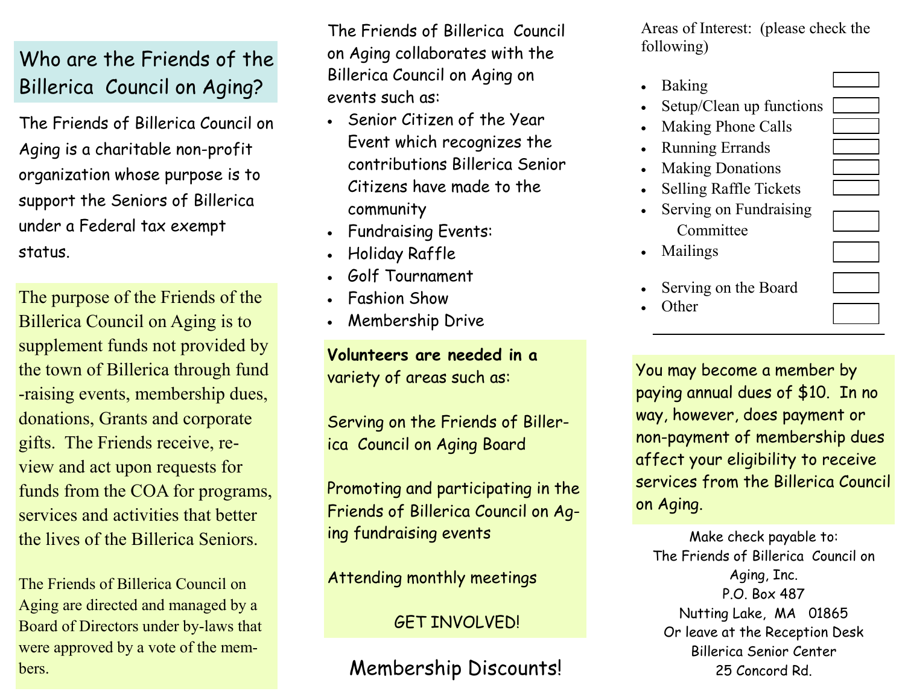## Who are the Friends of the Billerica Council on Aging?

The Friends of Billerica Council on Aging is a charitable non-profit organization whose purpose is to support the Seniors of Billerica under a Federal tax exempt status.

The purpose of the Friends of the Billerica Council on Aging is to supplement funds not provided by the town of Billerica through fund-raising events, membership dues, donations, Grants and corporate gifts. The Friends receive, review and act upon requests for funds from the COA for programs, services and activities that better the lives of the Billerica Seniors.

The Friends of Billerica Council on Aging are directed and managed by a Board of Directors under by-laws that were approved by a vote of the members.

The Friends of Billerica Council on Aging collaborates with the Billerica Council on Aging on events such as:

- Senior Citizen of the Year Event which recognizes the contributions Billerica Senior Citizens have made to the community
- Fundraising Events:
- Holiday Raffle
- Golf Tournament
- Fashion Show
- Membership Drive

**Volunteers are needed in a** variety of areas such as:

Serving on the Friends of Billerica Council on Aging Board

Promoting and participating in the Friends of Billerica Council on Aging fundraising events

Attending monthly meetings

GET INVOLVED!

Membership Discounts!

Areas of Interest: (please check the following)

- Baking ☐
- Setup/Clean up functions ☐
- Making Phone Calls ☐
- Running Errands ☐
- Making Donations ☐
- Selling Raffle Tickets ☐
- Serving on Fundraising Committee ☐
- Mailings ☐
- Serving on the Board ☐
- Other ☐

______________________________

You may become a member by paying annual dues of $10. In no way, however, does payment or non-payment of membership dues affect your eligibility to receive services from the Billerica Council on Aging.

Make check payable to:
The Friends of Billerica Council on Aging, Inc.
P.O. Box 487
Nutting Lake, MA 01865
Or leave at the Reception Desk
Billerica Senior Center
25 Concord Rd.